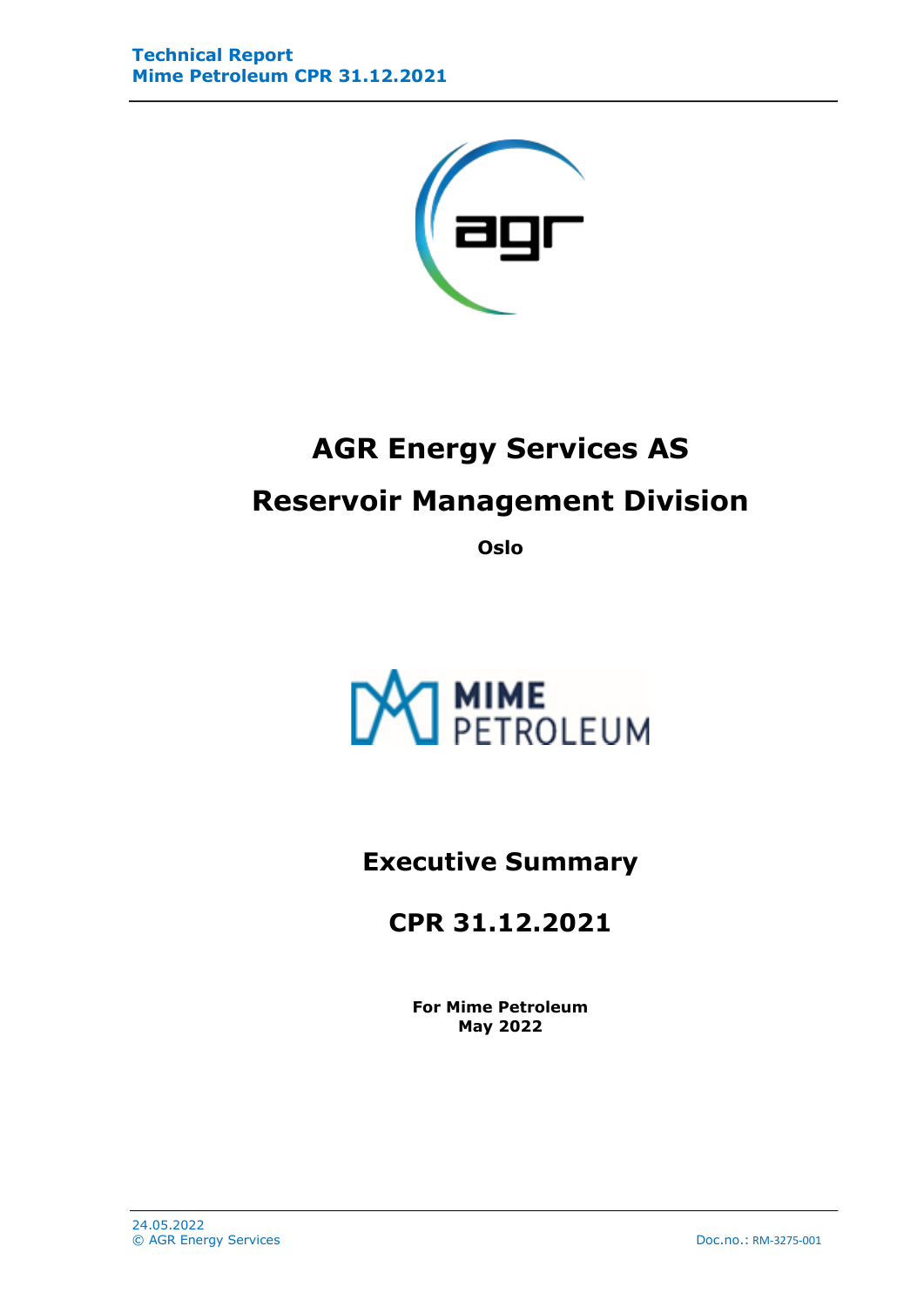# AGR Energy Services AS

# Reservoir Management Division

**Oslo**

## Executive Summary

## CPR 31.12.2021

**For Mime Petroleum**
**May 2022**

24.05.2022
© AGR Energy Services

Doc.no.: RM-3275-001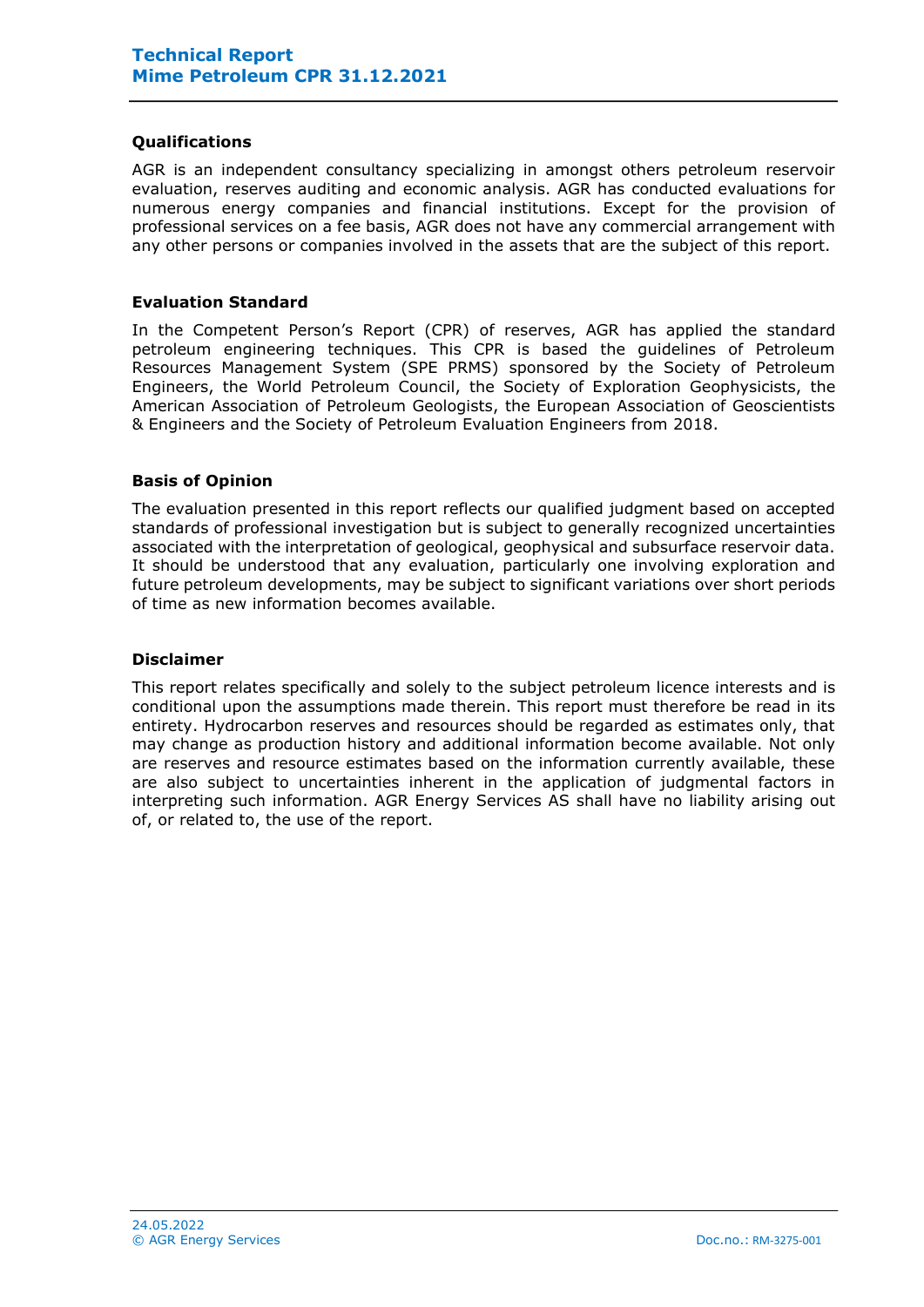### Qualifications

AGR is an independent consultancy specializing in amongst others petroleum reservoir evaluation, reserves auditing and economic analysis. AGR has conducted evaluations for numerous energy companies and financial institutions. Except for the provision of professional services on a fee basis, AGR does not have any commercial arrangement with any other persons or companies involved in the assets that are the subject of this report.

### Evaluation Standard

In the Competent Person's Report (CPR) of reserves, AGR has applied the standard petroleum engineering techniques. This CPR is based the guidelines of Petroleum Resources Management System (SPE PRMS) sponsored by the Society of Petroleum Engineers, the World Petroleum Council, the Society of Exploration Geophysicists, the American Association of Petroleum Geologists, the European Association of Geoscientists & Engineers and the Society of Petroleum Evaluation Engineers from 2018.

### Basis of Opinion

The evaluation presented in this report reflects our qualified judgment based on accepted standards of professional investigation but is subject to generally recognized uncertainties associated with the interpretation of geological, geophysical and subsurface reservoir data. It should be understood that any evaluation, particularly one involving exploration and future petroleum developments, may be subject to significant variations over short periods of time as new information becomes available.

### Disclaimer

This report relates specifically and solely to the subject petroleum licence interests and is conditional upon the assumptions made therein. This report must therefore be read in its entirety. Hydrocarbon reserves and resources should be regarded as estimates only, that may change as production history and additional information become available. Not only are reserves and resource estimates based on the information currently available, these are also subject to uncertainties inherent in the application of judgmental factors in interpreting such information. AGR Energy Services AS shall have no liability arising out of, or related to, the use of the report.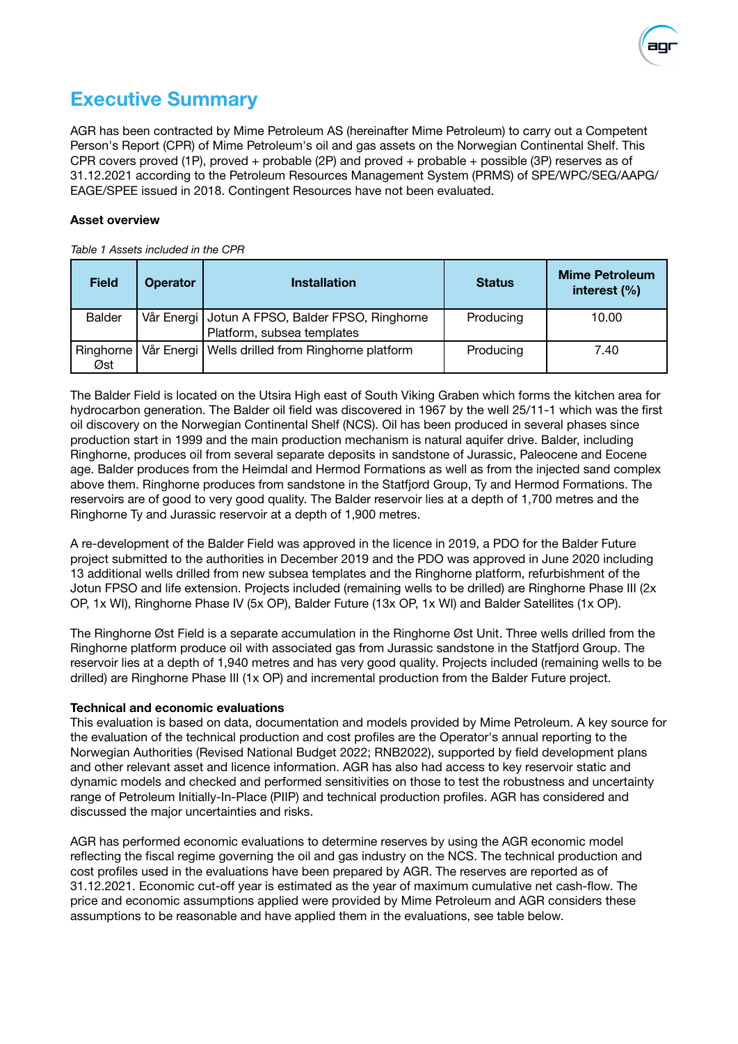# Executive Summary

AGR has been contracted by Mime Petroleum AS (hereinafter Mime Petroleum) to carry out a Competent Person's Report (CPR) of Mime Petroleum's oil and gas assets on the Norwegian Continental Shelf. This CPR covers proved (1P), proved + probable (2P) and proved + probable + possible (3P) reserves as of 31.12.2021 according to the Petroleum Resources Management System (PRMS) of SPE/WPC/SEG/AAPG/EAGE/SPEE issued in 2018. Contingent Resources have not been evaluated.

**Asset overview**

*Table 1 Assets included in the CPR*

| Field | Operator | Installation | Status | Mime Petroleum interest (%) |
|---|---|---|---|---|
| Balder | Vår Energi | Jotun A FPSO, Balder FPSO, Ringhorne Platform, subsea templates | Producing | 10.00 |
| Ringhorne Øst | Vår Energi | Wells drilled from Ringhorne platform | Producing | 7.40 |

The Balder Field is located on the Utsira High east of South Viking Graben which forms the kitchen area for hydrocarbon generation. The Balder oil field was discovered in 1967 by the well 25/11-1 which was the first oil discovery on the Norwegian Continental Shelf (NCS). Oil has been produced in several phases since production start in 1999 and the main production mechanism is natural aquifer drive. Balder, including Ringhorne, produces oil from several separate deposits in sandstone of Jurassic, Paleocene and Eocene age. Balder produces from the Heimdal and Hermod Formations as well as from the injected sand complex above them. Ringhorne produces from sandstone in the Statfjord Group, Ty and Hermod Formations. The reservoirs are of good to very good quality. The Balder reservoir lies at a depth of 1,700 metres and the Ringhorne Ty and Jurassic reservoir at a depth of 1,900 metres.

A re-development of the Balder Field was approved in the licence in 2019, a PDO for the Balder Future project submitted to the authorities in December 2019 and the PDO was approved in June 2020 including 13 additional wells drilled from new subsea templates and the Ringhorne platform, refurbishment of the Jotun FPSO and life extension. Projects included (remaining wells to be drilled) are Ringhorne Phase III (2x OP, 1x WI), Ringhorne Phase IV (5x OP), Balder Future (13x OP, 1x WI) and Balder Satellites (1x OP).

The Ringhorne Øst Field is a separate accumulation in the Ringhorne Øst Unit. Three wells drilled from the Ringhorne platform produce oil with associated gas from Jurassic sandstone in the Statfjord Group. The reservoir lies at a depth of 1,940 metres and has very good quality. Projects included (remaining wells to be drilled) are Ringhorne Phase III (1x OP) and incremental production from the Balder Future project.

**Technical and economic evaluations**

This evaluation is based on data, documentation and models provided by Mime Petroleum. A key source for the evaluation of the technical production and cost profiles are the Operator's annual reporting to the Norwegian Authorities (Revised National Budget 2022; RNB2022), supported by field development plans and other relevant asset and licence information. AGR has also had access to key reservoir static and dynamic models and checked and performed sensitivities on those to test the robustness and uncertainty range of Petroleum Initially-In-Place (PIIP) and technical production profiles. AGR has considered and discussed the major uncertainties and risks.

AGR has performed economic evaluations to determine reserves by using the AGR economic model reflecting the fiscal regime governing the oil and gas industry on the NCS. The technical production and cost profiles used in the evaluations have been prepared by AGR. The reserves are reported as of 31.12.2021. Economic cut-off year is estimated as the year of maximum cumulative net cash-flow. The price and economic assumptions applied were provided by Mime Petroleum and AGR considers these assumptions to be reasonable and have applied them in the evaluations, see table below.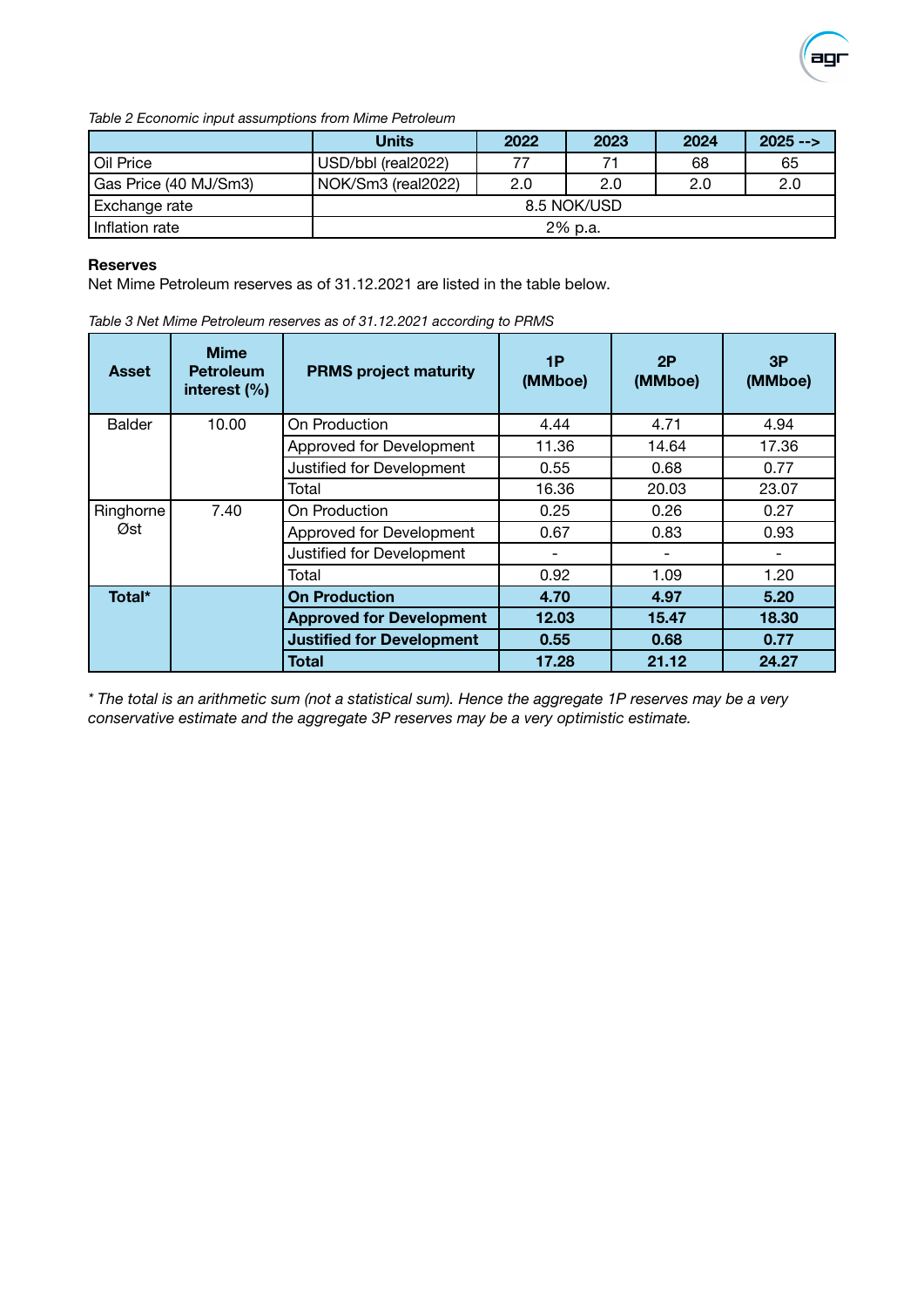*Table 2 Economic input assumptions from Mime Petroleum*

| | Units | 2022 | 2023 | 2024 | 2025 --> |
|---|---|---|---|---|---|
| Oil Price | USD/bbl (real2022) | 77 | 71 | 68 | 65 |
| Gas Price (40 MJ/Sm3) | NOK/Sm3 (real2022) | 2.0 | 2.0 | 2.0 | 2.0 |
| Exchange rate | 8.5 NOK/USD | | | | |
| Inflation rate | 2% p.a. | | | | |

**Reserves**

Net Mime Petroleum reserves as of 31.12.2021 are listed in the table below.

*Table 3 Net Mime Petroleum reserves as of 31.12.2021 according to PRMS*

| Asset | Mime Petroleum interest (%) | PRMS project maturity | 1P (MMboe) | 2P (MMboe) | 3P (MMboe) |
|---|---|---|---|---|---|
| Balder | 10.00 | On Production | 4.44 | 4.71 | 4.94 |
| | | Approved for Development | 11.36 | 14.64 | 17.36 |
| | | Justified for Development | 0.55 | 0.68 | 0.77 |
| | | Total | 16.36 | 20.03 | 23.07 |
| Ringhorne Øst | 7.40 | On Production | 0.25 | 0.26 | 0.27 |
| | | Approved for Development | 0.67 | 0.83 | 0.93 |
| | | Justified for Development | - | - | - |
| | | Total | 0.92 | 1.09 | 1.20 |
| **Total*** | | **On Production** | **4.70** | **4.97** | **5.20** |
| | | **Approved for Development** | **12.03** | **15.47** | **18.30** |
| | | **Justified for Development** | **0.55** | **0.68** | **0.77** |
| | | **Total** | **17.28** | **21.12** | **24.27** |

*\* The total is an arithmetic sum (not a statistical sum). Hence the aggregate 1P reserves may be a very conservative estimate and the aggregate 3P reserves may be a very optimistic estimate.*